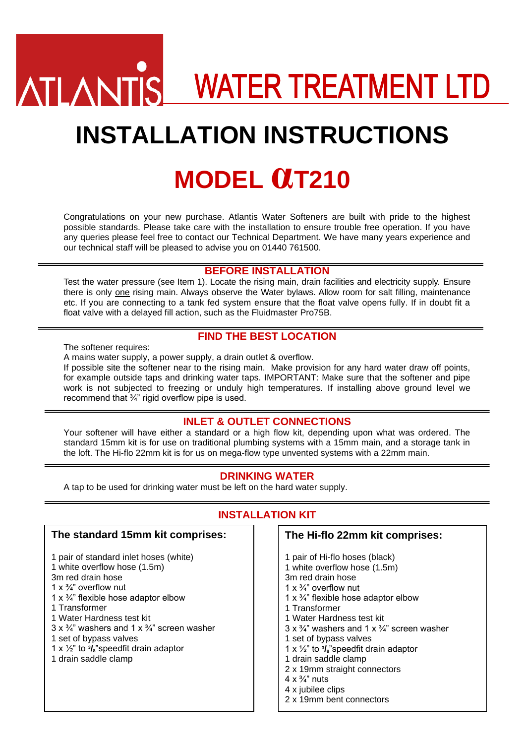# ATLANTIS WATER TREATMENT LTD

# INSTALLATION INSTRUCTIONS

# MODEL αT210

Congratulations on your new purchase. Atlantis Water Softeners are built with pride to the highest possible standards. Please take care with the installation to ensure trouble free operation. If you have any queries please feel free to contact our Technical Department. We have many years experience and our technical staff will be pleased to advise you on 01440 761500.

## BEFORE INSTALLATION

Test the water pressure (see Item 1). Locate the rising main, drain facilities and electricity supply. Ensure there is only one rising main. Always observe the Water bylaws. Allow room for salt filling, maintenance etc. If you are connecting to a tank fed system ensure that the float valve opens fully. If in doubt fit a float valve with a delayed fill action, such as the Fluidmaster Pro75B.

## FIND THE BEST LOCATION

The softener requires:
A mains water supply, a power supply, a drain outlet & overflow.
If possible site the softener near to the rising main. Make provision for any hard water draw off points, for example outside taps and drinking water taps. IMPORTANT: Make sure that the softener and pipe work is not subjected to freezing or unduly high temperatures. If installing above ground level we recommend that ¾" rigid overflow pipe is used.

## INLET & OUTLET CONNECTIONS

Your softener will have either a standard or a high flow kit, depending upon what was ordered. The standard 15mm kit is for use on traditional plumbing systems with a 15mm main, and a storage tank in the loft. The Hi-flo 22mm kit is for us on mega-flow type unvented systems with a 22mm main.

## DRINKING WATER

A tap to be used for drinking water must be left on the hard water supply.

## INSTALLATION KIT

### The standard 15mm kit comprises:

1 pair of standard inlet hoses (white)
1 white overflow hose (1.5m)
3m red drain hose
1 x ¾" overflow nut
1 x ¾" flexible hose adaptor elbow
1 Transformer
1 Water Hardness test kit
3 x ¾" washers and 1 x ¾" screen washer
1 set of bypass valves
1 x ½" to ⅜"speedfit drain adaptor
1 drain saddle clamp

### The Hi-flo 22mm kit comprises:

1 pair of Hi-flo hoses (black)
1 white overflow hose (1.5m)
3m red drain hose
1 x ¾" overflow nut
1 x ¾" flexible hose adaptor elbow
1 Transformer
1 Water Hardness test kit
3 x ¾" washers and 1 x ¾" screen washer
1 set of bypass valves
1 x ½" to ⅜"speedfit drain adaptor
1 drain saddle clamp
2 x 19mm straight connectors
4 x ¾" nuts
4 x jubilee clips
2 x 19mm bent connectors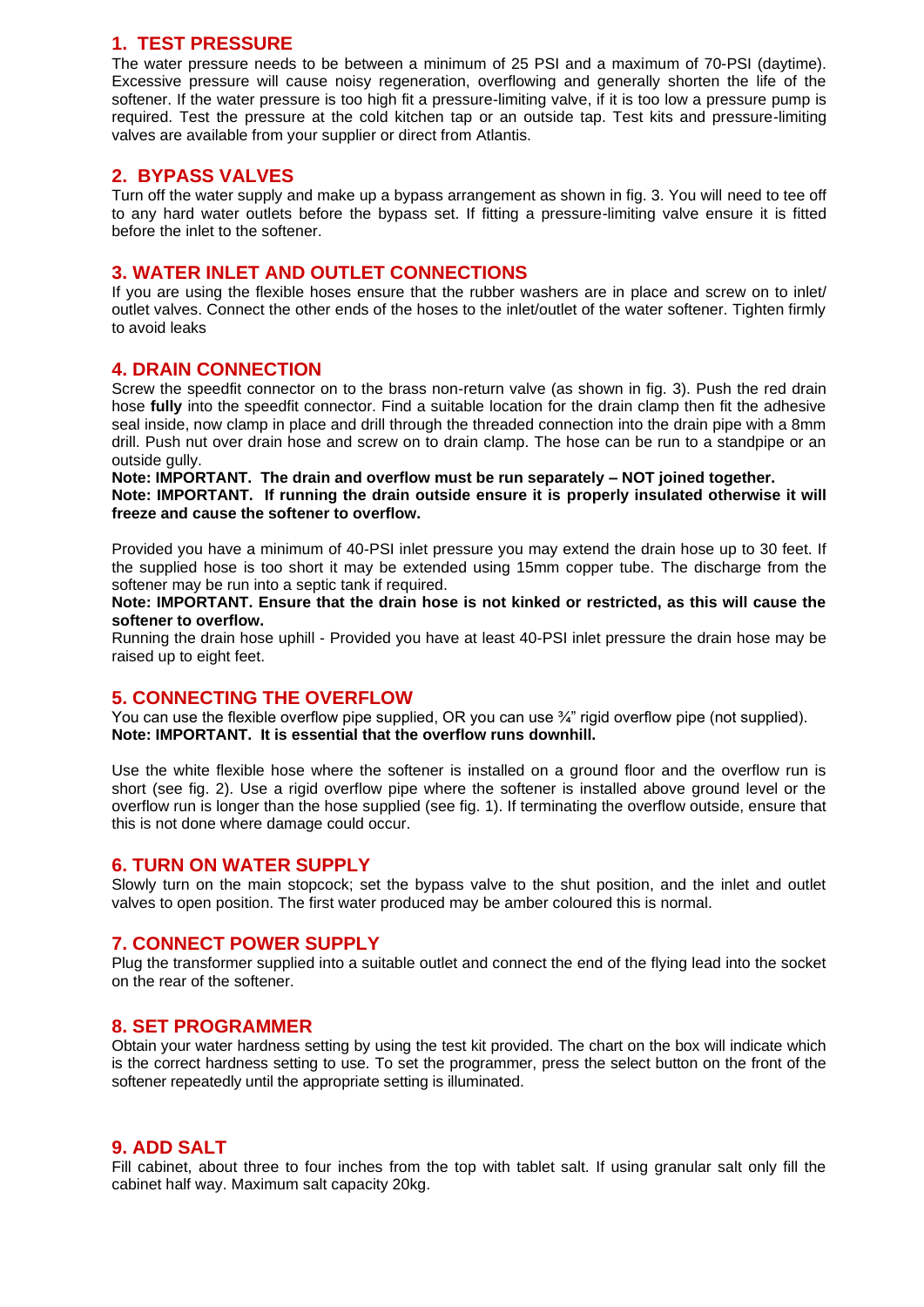## 1. TEST PRESSURE

The water pressure needs to be between a minimum of 25 PSI and a maximum of 70-PSI (daytime). Excessive pressure will cause noisy regeneration, overflowing and generally shorten the life of the softener. If the water pressure is too high fit a pressure-limiting valve, if it is too low a pressure pump is required. Test the pressure at the cold kitchen tap or an outside tap. Test kits and pressure-limiting valves are available from your supplier or direct from Atlantis.

## 2. BYPASS VALVES

Turn off the water supply and make up a bypass arrangement as shown in fig. 3. You will need to tee off to any hard water outlets before the bypass set. If fitting a pressure-limiting valve ensure it is fitted before the inlet to the softener.

## 3. WATER INLET AND OUTLET CONNECTIONS

If you are using the flexible hoses ensure that the rubber washers are in place and screw on to inlet/ outlet valves. Connect the other ends of the hoses to the inlet/outlet of the water softener. Tighten firmly to avoid leaks

## 4. DRAIN CONNECTION

Screw the speedfit connector on to the brass non-return valve (as shown in fig. 3). Push the red drain hose **fully** into the speedfit connector. Find a suitable location for the drain clamp then fit the adhesive seal inside, now clamp in place and drill through the threaded connection into the drain pipe with a 8mm drill. Push nut over drain hose and screw on to drain clamp. The hose can be run to a standpipe or an outside gully.

**Note: IMPORTANT. The drain and overflow must be run separately – NOT joined together.**

**Note: IMPORTANT. If running the drain outside ensure it is properly insulated otherwise it will freeze and cause the softener to overflow.**

Provided you have a minimum of 40-PSI inlet pressure you may extend the drain hose up to 30 feet. If the supplied hose is too short it may be extended using 15mm copper tube. The discharge from the softener may be run into a septic tank if required.

**Note: IMPORTANT. Ensure that the drain hose is not kinked or restricted, as this will cause the softener to overflow.**

Running the drain hose uphill - Provided you have at least 40-PSI inlet pressure the drain hose may be raised up to eight feet.

## 5. CONNECTING THE OVERFLOW

You can use the flexible overflow pipe supplied, OR you can use ¾" rigid overflow pipe (not supplied).

**Note: IMPORTANT. It is essential that the overflow runs downhill.**

Use the white flexible hose where the softener is installed on a ground floor and the overflow run is short (see fig. 2). Use a rigid overflow pipe where the softener is installed above ground level or the overflow run is longer than the hose supplied (see fig. 1). If terminating the overflow outside, ensure that this is not done where damage could occur.

## 6. TURN ON WATER SUPPLY

Slowly turn on the main stopcock; set the bypass valve to the shut position, and the inlet and outlet valves to open position. The first water produced may be amber coloured this is normal.

## 7. CONNECT POWER SUPPLY

Plug the transformer supplied into a suitable outlet and connect the end of the flying lead into the socket on the rear of the softener.

## 8. SET PROGRAMMER

Obtain your water hardness setting by using the test kit provided. The chart on the box will indicate which is the correct hardness setting to use. To set the programmer, press the select button on the front of the softener repeatedly until the appropriate setting is illuminated.

## 9. ADD SALT

Fill cabinet, about three to four inches from the top with tablet salt. If using granular salt only fill the cabinet half way. Maximum salt capacity 20kg.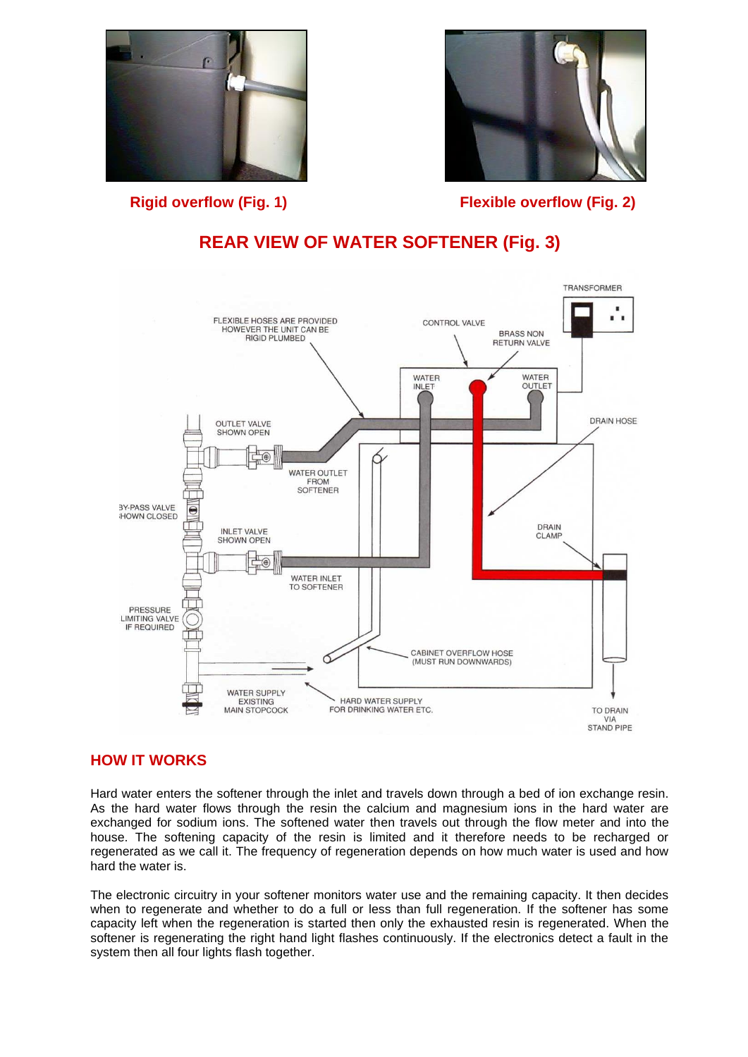Rigid overflow (Fig. 1)

Flexible overflow (Fig. 2)

## REAR VIEW OF WATER SOFTENER (Fig. 3)

TRANSFORMER
FLEXIBLE HOSES ARE PROVIDED HOWEVER THE UNIT CAN BE RIGID PLUMBED
CONTROL VALVE
BRASS NON RETURN VALVE
WATER INLET
WATER OUTLET
OUTLET VALVE SHOWN OPEN
DRAIN HOSE
WATER OUTLET FROM SOFTENER
BY-PASS VALVE SHOWN CLOSED
INLET VALVE SHOWN OPEN
DRAIN CLAMP
WATER INLET TO SOFTENER
PRESSURE LIMITING VALVE IF REQUIRED
CABINET OVERFLOW HOSE (MUST RUN DOWNWARDS)
WATER SUPPLY EXISTING MAIN STOPCOCK
HARD WATER SUPPLY FOR DRINKING WATER ETC.
TO DRAIN VIA STAND PIPE

## HOW IT WORKS

Hard water enters the softener through the inlet and travels down through a bed of ion exchange resin. As the hard water flows through the resin the calcium and magnesium ions in the hard water are exchanged for sodium ions. The softened water then travels out through the flow meter and into the house. The softening capacity of the resin is limited and it therefore needs to be recharged or regenerated as we call it. The frequency of regeneration depends on how much water is used and how hard the water is.

The electronic circuitry in your softener monitors water use and the remaining capacity. It then decides when to regenerate and whether to do a full or less than full regeneration. If the softener has some capacity left when the regeneration is started then only the exhausted resin is regenerated. When the softener is regenerating the right hand light flashes continuously. If the electronics detect a fault in the system then all four lights flash together.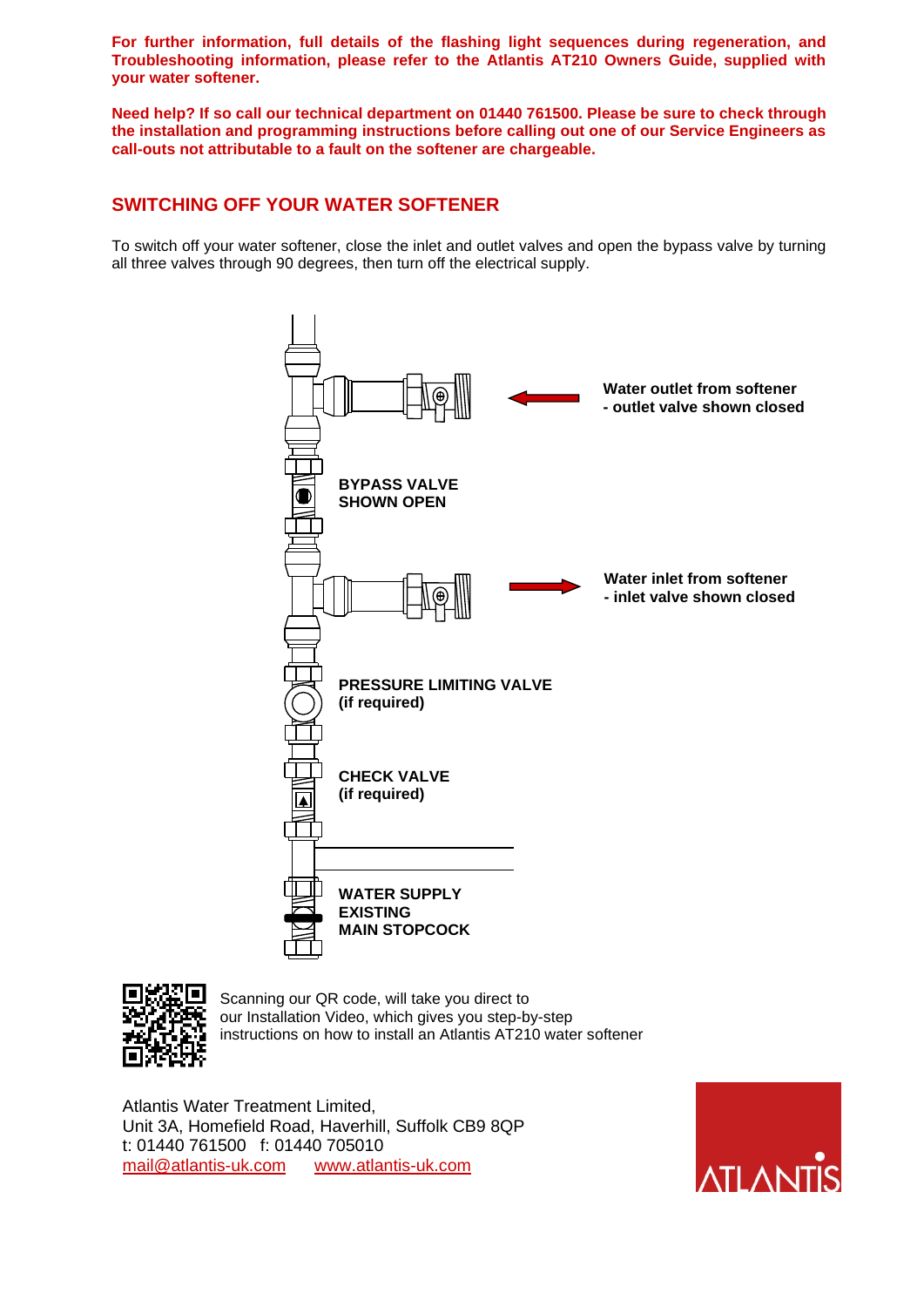**For further information, full details of the flashing light sequences during regeneration, and Troubleshooting information, please refer to the Atlantis AT210 Owners Guide, supplied with your water softener.**

**Need help? If so call our technical department on 01440 761500. Please be sure to check through the installation and programming instructions before calling out one of our Service Engineers as call-outs not attributable to a fault on the softener are chargeable.**

## SWITCHING OFF YOUR WATER SOFTENER

To switch off your water softener, close the inlet and outlet valves and open the bypass valve by turning all three valves through 90 degrees, then turn off the electrical supply.

**Water outlet from softener - outlet valve shown closed**

**BYPASS VALVE SHOWN OPEN**

**Water inlet from softener - inlet valve shown closed**

**PRESSURE LIMITING VALVE (if required)**

**CHECK VALVE (if required)**

**WATER SUPPLY EXISTING MAIN STOPCOCK**

Scanning our QR code, will take you direct to our Installation Video, which gives you step-by-step instructions on how to install an Atlantis AT210 water softener

Atlantis Water Treatment Limited,
Unit 3A, Homefield Road, Haverhill, Suffolk CB9 8QP
t: 01440 761500 f: 01440 705010
mail@atlantis-uk.com www.atlantis-uk.com

ATLANTIS